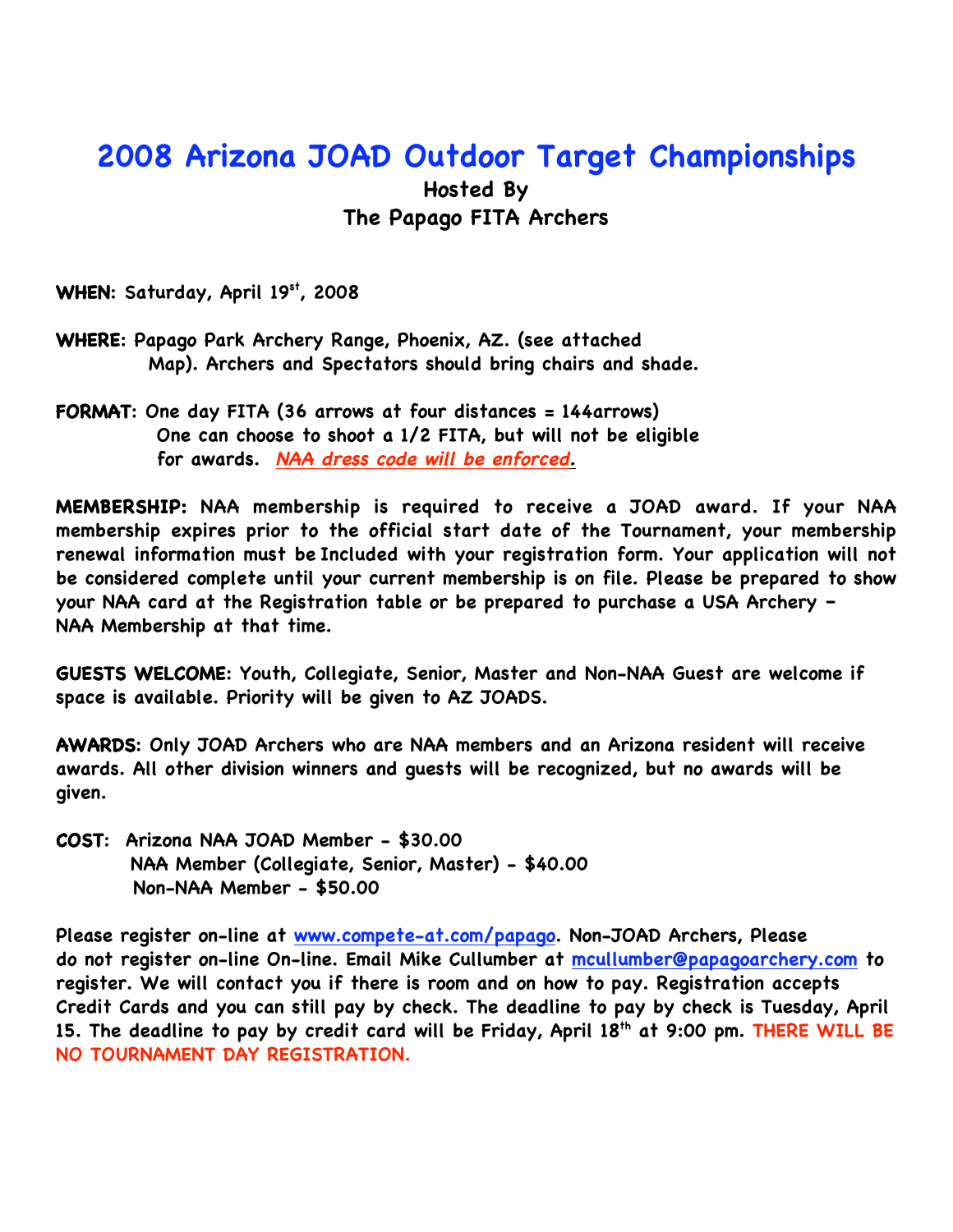# 2008 Arizona JOAD Outdoor Target Championships

**Hosted By**
**The Papago FITA Archers**

**WHEN**: Saturday, April 19st, 2008

**WHERE**: Papago Park Archery Range, Phoenix, AZ. (see attached Map). Archers and Spectators should bring chairs and shade.

**FORMAT**: One day FITA (36 arrows at four distances = 144arrows) One can choose to shoot a 1/2 FITA, but will not be eligible for awards. *NAA dress code will be enforced.*

**MEMBERSHIP:** NAA membership is required to receive a JOAD award. If your NAA membership expires prior to the official start date of the Tournament, your membership renewal information must be Included with your registration form. Your application will not be considered complete until your current membership is on file. Please be prepared to show your NAA card at the Registration table or be prepared to purchase a USA Archery – NAA Membership at that time.

**GUESTS WELCOME**: Youth, Collegiate, Senior, Master and Non-NAA Guest are welcome if space is available. Priority will be given to AZ JOADS.

**AWARDS**: Only JOAD Archers who are NAA members and an Arizona resident will receive awards. All other division winners and guests will be recognized, but no awards will be given.

**COST**: Arizona NAA JOAD Member - $30.00
NAA Member (Collegiate, Senior, Master) - $40.00
Non-NAA Member - $50.00

Please register on-line at www.compete-at.com/papago. Non-JOAD Archers, Please do not register on-line On-line. Email Mike Cullumber at mcullumber@papagoarchery.com to register. We will contact you if there is room and on how to pay. Registration accepts Credit Cards and you can still pay by check. The deadline to pay by check is Tuesday, April 15. The deadline to pay by credit card will be Friday, April 18th at 9:00 pm. **THERE WILL BE NO TOURNAMENT DAY REGISTRATION.**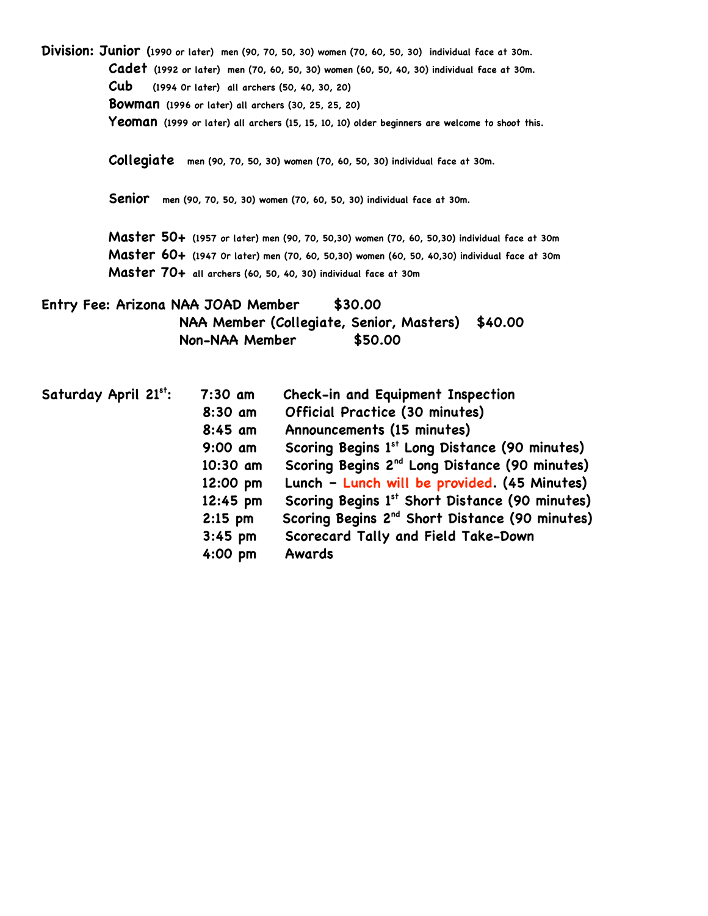**Division:** **Junior** (1990 or later) men (90, 70, 50, 30) women (70, 60, 50, 30) individual face at 30m.

**Cadet** (1992 or later) men (70, 60, 50, 30) women (60, 50, 40, 30) individual face at 30m.

**Cub** (1994 Or later) all archers (50, 40, 30, 20)

**Bowman** (1996 or later) all archers (30, 25, 25, 20)

**Yeoman** (1999 or later) all archers (15, 15, 10, 10) older beginners are welcome to shoot this.

**Collegiate** men (90, 70, 50, 30) women (70, 60, 50, 30) individual face at 30m.

**Senior** men (90, 70, 50, 30) women (70, 60, 50, 30) individual face at 30m.

**Master 50+** (1957 or later) men (90, 70, 50,30) women (70, 60, 50,30) individual face at 30m

**Master 60+** (1947 Or later) men (70, 60, 50,30) women (60, 50, 40,30) individual face at 30m

**Master 70+** all archers (60, 50, 40, 30) individual face at 30m

**Entry Fee:** Arizona NAA JOAD Member $30.00

NAA Member (Collegiate, Senior, Masters) $40.00

Non-NAA Member $50.00

**Saturday April 21st:**

| | |
|---|---|
| 7:30 am | Check-in and Equipment Inspection |
| 8:30 am | Official Practice (30 minutes) |
| 8:45 am | Announcements (15 minutes) |
| 9:00 am | Scoring Begins 1st Long Distance (90 minutes) |
| 10:30 am | Scoring Begins 2nd Long Distance (90 minutes) |
| 12:00 pm | Lunch - Lunch will be provided. (45 Minutes) |
| 12:45 pm | Scoring Begins 1st Short Distance (90 minutes) |
| 2:15 pm | Scoring Begins 2nd Short Distance (90 minutes) |
| 3:45 pm | Scorecard Tally and Field Take-Down |
| 4:00 pm | Awards |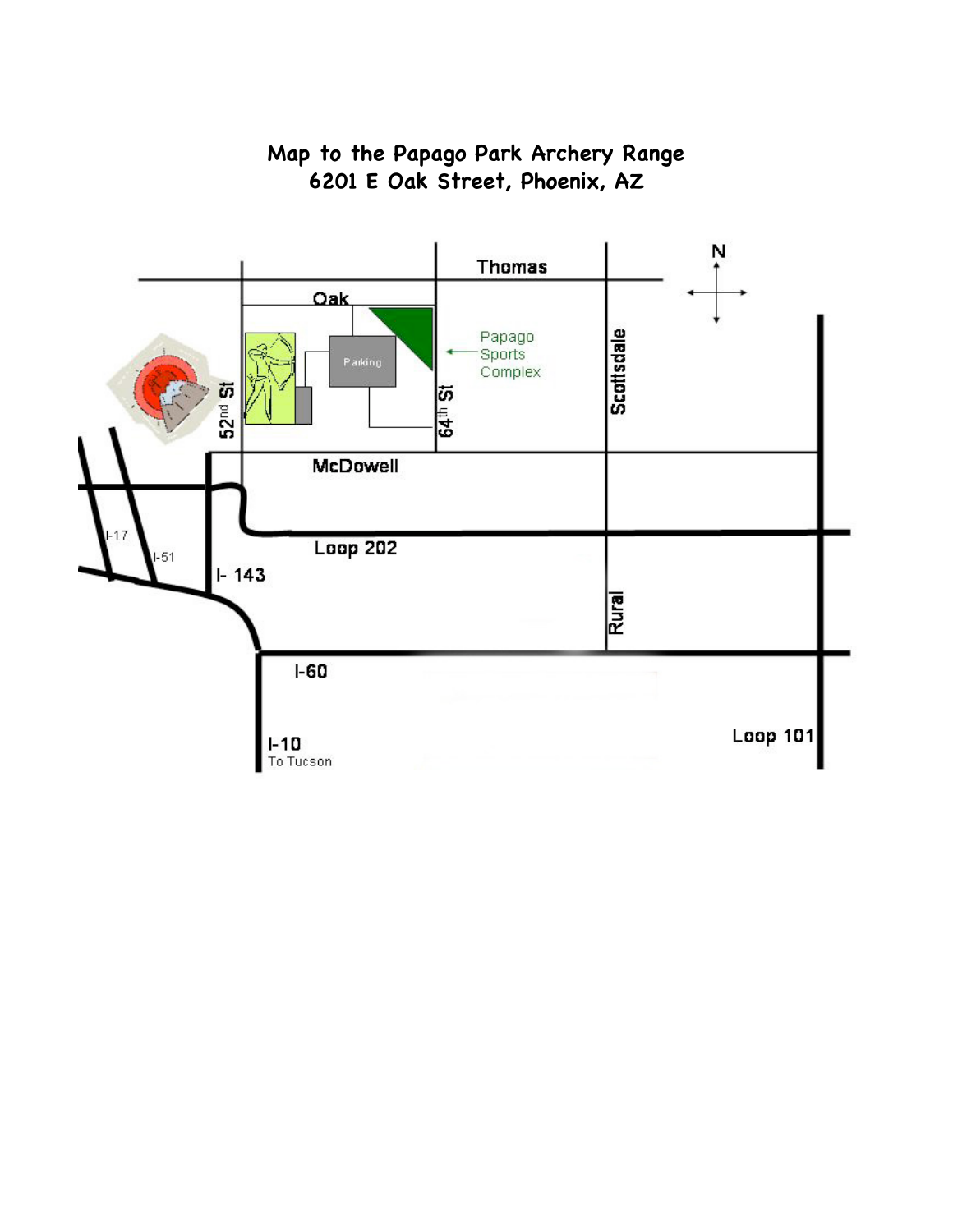# Map to the Papago Park Archery Range
## 6201 E Oak Street, Phoenix, AZ

Thomas
Oak
N
Parking
Papago Sports Complex
52nd St
64th St
Scottsdale
McDowell
I-17
I-51
Loop 202
I- 143
Rural
I-60
I-10
To Tucson
Loop 101